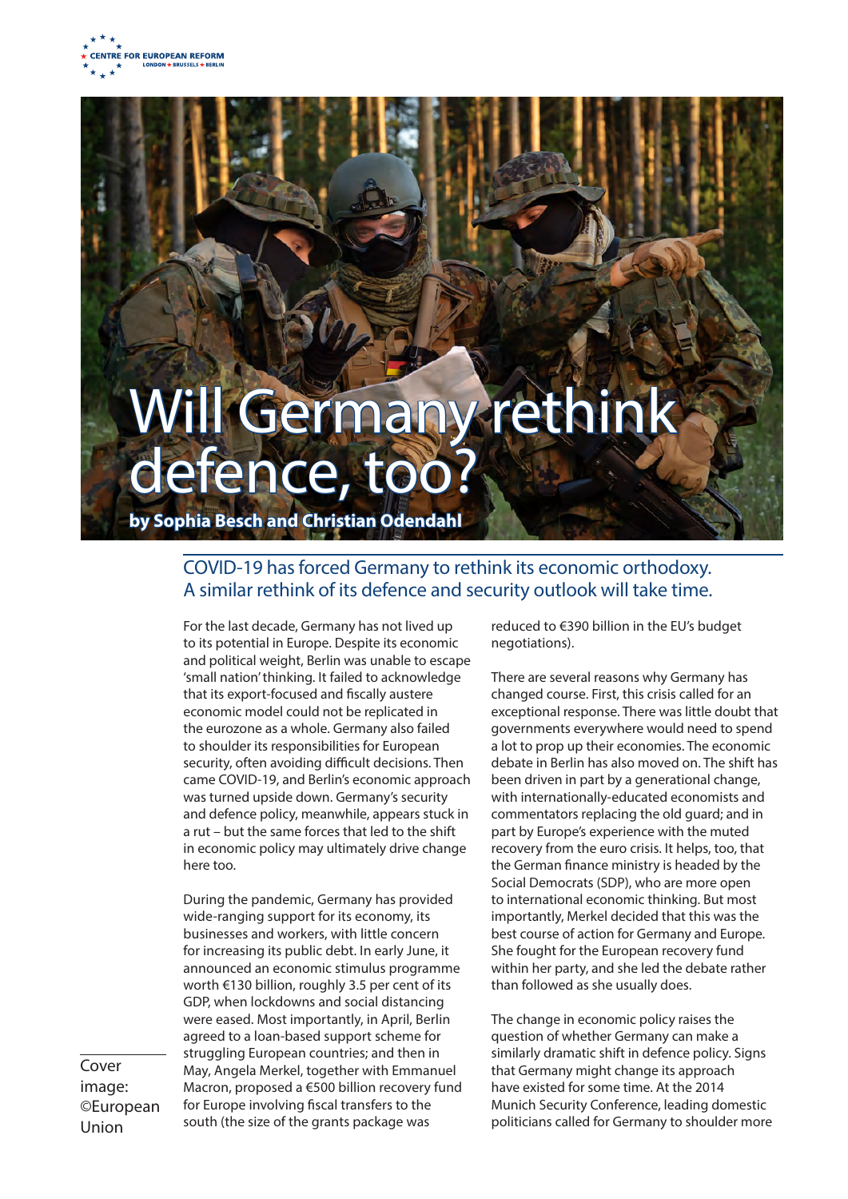CENTRE FOR EUROPEAN REFORM
LONDON ★ BRUSSELS ★ BERLIN

# Will Germany rethink defence, too?

**by Sophia Besch and Christian Odendahl**

## COVID-19 has forced Germany to rethink its economic orthodoxy. A similar rethink of its defence and security outlook will take time.

For the last decade, Germany has not lived up to its potential in Europe. Despite its economic and political weight, Berlin was unable to escape 'small nation' thinking. It failed to acknowledge that its export-focused and fiscally austere economic model could not be replicated in the eurozone as a whole. Germany also failed to shoulder its responsibilities for European security, often avoiding difficult decisions. Then came COVID-19, and Berlin's economic approach was turned upside down. Germany's security and defence policy, meanwhile, appears stuck in a rut – but the same forces that led to the shift in economic policy may ultimately drive change here too.

During the pandemic, Germany has provided wide-ranging support for its economy, its businesses and workers, with little concern for increasing its public debt. In early June, it announced an economic stimulus programme worth €130 billion, roughly 3.5 per cent of its GDP, when lockdowns and social distancing were eased. Most importantly, in April, Berlin agreed to a loan-based support scheme for struggling European countries; and then in May, Angela Merkel, together with Emmanuel Macron, proposed a €500 billion recovery fund for Europe involving fiscal transfers to the south (the size of the grants package was reduced to €390 billion in the EU's budget negotiations).

There are several reasons why Germany has changed course. First, this crisis called for an exceptional response. There was little doubt that governments everywhere would need to spend a lot to prop up their economies. The economic debate in Berlin has also moved on. The shift has been driven in part by a generational change, with internationally-educated economists and commentators replacing the old guard; and in part by Europe's experience with the muted recovery from the euro crisis. It helps, too, that the German finance ministry is headed by the Social Democrats (SDP), who are more open to international economic thinking. But most importantly, Merkel decided that this was the best course of action for Germany and Europe. She fought for the European recovery fund within her party, and she led the debate rather than followed as she usually does.

The change in economic policy raises the question of whether Germany can make a similarly dramatic shift in defence policy. Signs that Germany might change its approach have existed for some time. At the 2014 Munich Security Conference, leading domestic politicians called for Germany to shoulder more

Cover image: ©European Union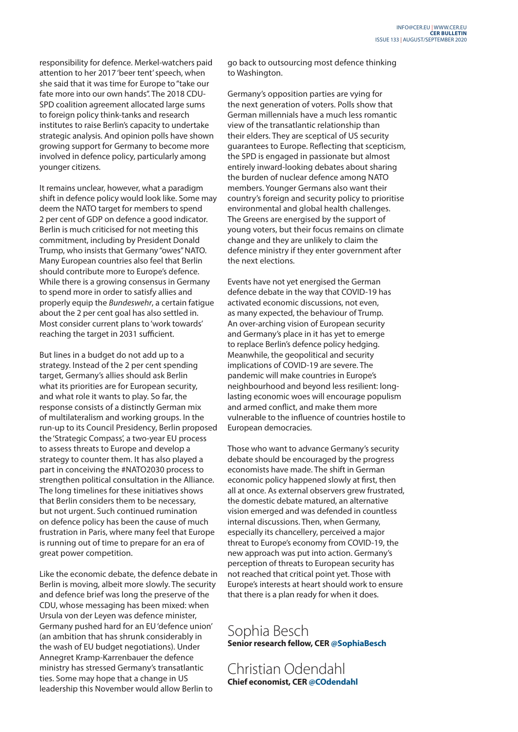responsibility for defence. Merkel-watchers paid attention to her 2017 'beer tent' speech, when she said that it was time for Europe to "take our fate more into our own hands". The 2018 CDU-SPD coalition agreement allocated large sums to foreign policy think-tanks and research institutes to raise Berlin's capacity to undertake strategic analysis. And opinion polls have shown growing support for Germany to become more involved in defence policy, particularly among younger citizens.

It remains unclear, however, what a paradigm shift in defence policy would look like. Some may deem the NATO target for members to spend 2 per cent of GDP on defence a good indicator. Berlin is much criticised for not meeting this commitment, including by President Donald Trump, who insists that Germany "owes" NATO. Many European countries also feel that Berlin should contribute more to Europe's defence. While there is a growing consensus in Germany to spend more in order to satisfy allies and properly equip the *Bundeswehr*, a certain fatigue about the 2 per cent goal has also settled in. Most consider current plans to 'work towards' reaching the target in 2031 sufficient.

But lines in a budget do not add up to a strategy. Instead of the 2 per cent spending target, Germany's allies should ask Berlin what its priorities are for European security, and what role it wants to play. So far, the response consists of a distinctly German mix of multilateralism and working groups. In the run-up to its Council Presidency, Berlin proposed the 'Strategic Compass', a two-year EU process to assess threats to Europe and develop a strategy to counter them. It has also played a part in conceiving the #NATO2030 process to strengthen political consultation in the Alliance. The long timelines for these initiatives shows that Berlin considers them to be necessary, but not urgent. Such continued rumination on defence policy has been the cause of much frustration in Paris, where many feel that Europe is running out of time to prepare for an era of great power competition.

Like the economic debate, the defence debate in Berlin is moving, albeit more slowly. The security and defence brief was long the preserve of the CDU, whose messaging has been mixed: when Ursula von der Leyen was defence minister, Germany pushed hard for an EU 'defence union' (an ambition that has shrunk considerably in the wash of EU budget negotiations). Under Annegret Kramp-Karrenbauer the defence ministry has stressed Germany's transatlantic ties. Some may hope that a change in US leadership this November would allow Berlin to go back to outsourcing most defence thinking to Washington.

Germany's opposition parties are vying for the next generation of voters. Polls show that German millennials have a much less romantic view of the transatlantic relationship than their elders. They are sceptical of US security guarantees to Europe. Reflecting that scepticism, the SPD is engaged in passionate but almost entirely inward-looking debates about sharing the burden of nuclear defence among NATO members. Younger Germans also want their country's foreign and security policy to prioritise environmental and global health challenges. The Greens are energised by the support of young voters, but their focus remains on climate change and they are unlikely to claim the defence ministry if they enter government after the next elections.

Events have not yet energised the German defence debate in the way that COVID-19 has activated economic discussions, not even, as many expected, the behaviour of Trump. An over-arching vision of European security and Germany's place in it has yet to emerge to replace Berlin's defence policy hedging. Meanwhile, the geopolitical and security implications of COVID-19 are severe. The pandemic will make countries in Europe's neighbourhood and beyond less resilient: long-lasting economic woes will encourage populism and armed conflict, and make them more vulnerable to the influence of countries hostile to European democracies.

Those who want to advance Germany's security debate should be encouraged by the progress economists have made. The shift in German economic policy happened slowly at first, then all at once. As external observers grew frustrated, the domestic debate matured, an alternative vision emerged and was defended in countless internal discussions. Then, when Germany, especially its chancellery, perceived a major threat to Europe's economy from COVID-19, the new approach was put into action. Germany's perception of threats to European security has not reached that critical point yet. Those with Europe's interests at heart should work to ensure that there is a plan ready for when it does.

Sophia Besch
**Senior research fellow, CER @SophiaBesch**

Christian Odendahl
**Chief economist, CER @COdendahl**